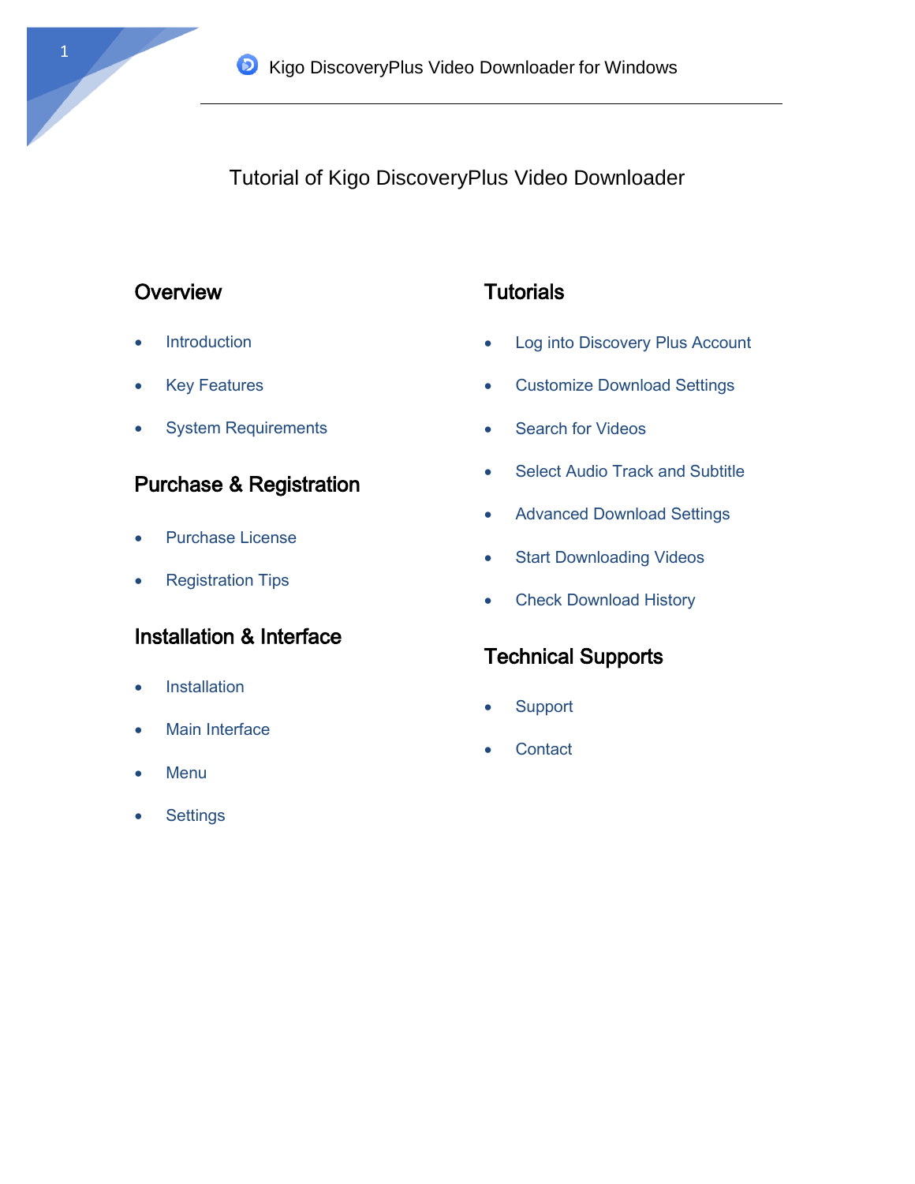# Tutorial of Kigo DiscoveryPlus Video Downloader

## Overview

- Introduction
- Key Features
- System Requirements

## Purchase & Registration

- Purchase License
- Registration Tips

## Installation & Interface

- Installation
- Main Interface
- Menu
- Settings

## Tutorials

- Log into Discovery Plus Account
- Customize Download Settings
- Search for Videos
- Select Audio Track and Subtitle
- Advanced Download Settings
- Start Downloading Videos
- Check Download History

## Technical Supports

- Support
- Contact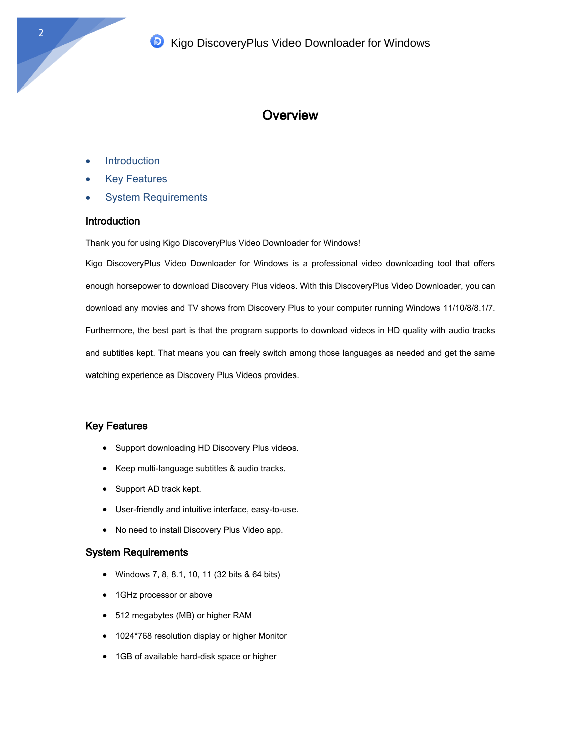# Overview

- Introduction
- Key Features
- System Requirements

## Introduction

Thank you for using Kigo DiscoveryPlus Video Downloader for Windows!

Kigo DiscoveryPlus Video Downloader for Windows is a professional video downloading tool that offers enough horsepower to download Discovery Plus videos. With this DiscoveryPlus Video Downloader, you can download any movies and TV shows from Discovery Plus to your computer running Windows 11/10/8/8.1/7. Furthermore, the best part is that the program supports to download videos in HD quality with audio tracks and subtitles kept. That means you can freely switch among those languages as needed and get the same watching experience as Discovery Plus Videos provides.

## Key Features

- Support downloading HD Discovery Plus videos.
- Keep multi-language subtitles & audio tracks.
- Support AD track kept.
- User-friendly and intuitive interface, easy-to-use.
- No need to install Discovery Plus Video app.

## System Requirements

- Windows 7, 8, 8.1, 10, 11 (32 bits & 64 bits)
- 1GHz processor or above
- 512 megabytes (MB) or higher RAM
- 1024*768 resolution display or higher Monitor
- 1GB of available hard-disk space or higher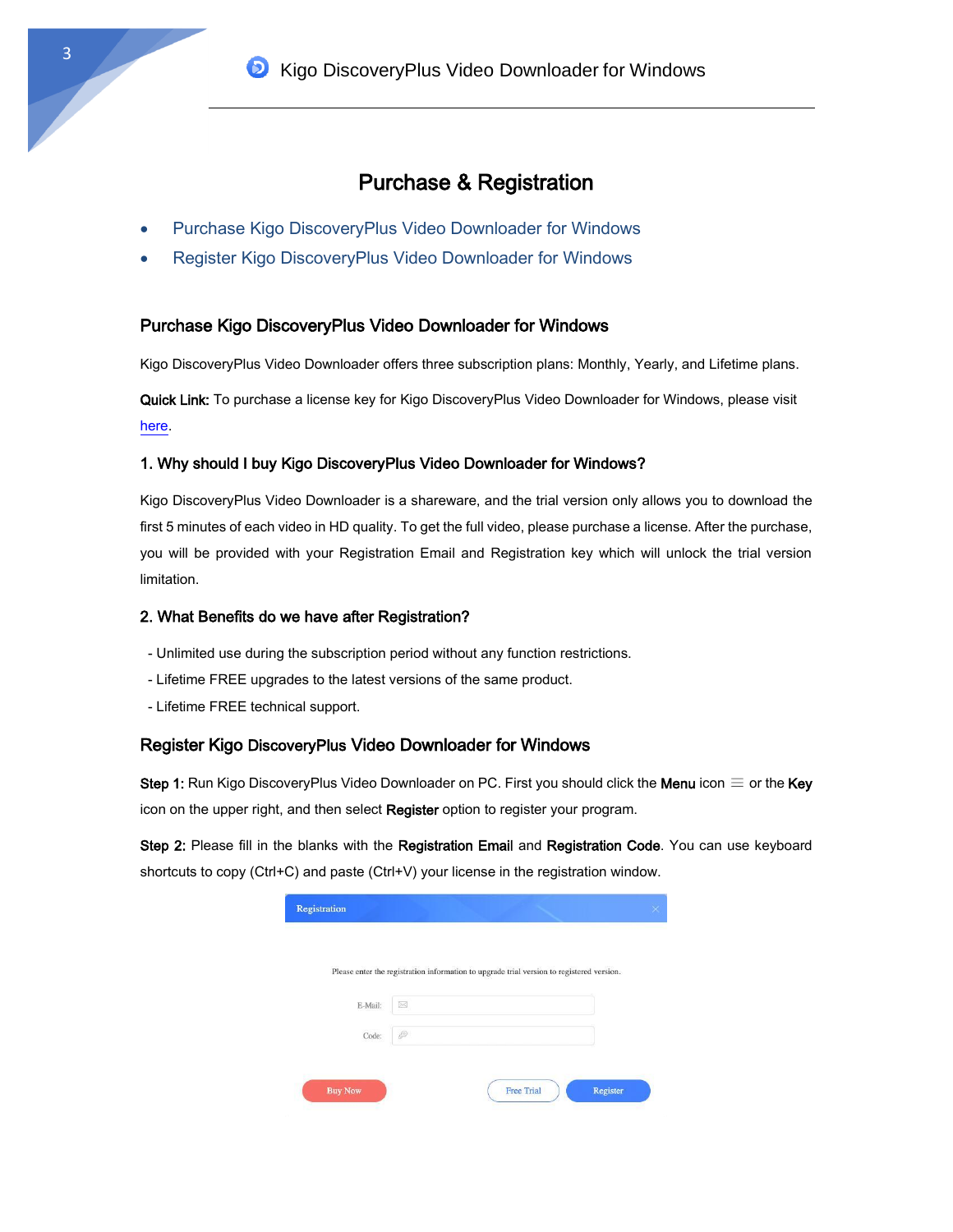# Purchase & Registration

- Purchase Kigo DiscoveryPlus Video Downloader for Windows
- Register Kigo DiscoveryPlus Video Downloader for Windows

## Purchase Kigo DiscoveryPlus Video Downloader for Windows

Kigo DiscoveryPlus Video Downloader offers three subscription plans: Monthly, Yearly, and Lifetime plans.

**Quick Link:** To purchase a license key for Kigo DiscoveryPlus Video Downloader for Windows, please visit here.

### 1. Why should I buy Kigo DiscoveryPlus Video Downloader for Windows?

Kigo DiscoveryPlus Video Downloader is a shareware, and the trial version only allows you to download the first 5 minutes of each video in HD quality. To get the full video, please purchase a license. After the purchase, you will be provided with your Registration Email and Registration key which will unlock the trial version limitation.

### 2. What Benefits do we have after Registration?

- Unlimited use during the subscription period without any function restrictions.
- Lifetime FREE upgrades to the latest versions of the same product.
- Lifetime FREE technical support.

## Register Kigo DiscoveryPlus Video Downloader for Windows

**Step 1:** Run Kigo DiscoveryPlus Video Downloader on PC. First you should click the **Menu** icon ≡ or the **Key** icon on the upper right, and then select **Register** option to register your program.

**Step 2:** Please fill in the blanks with the **Registration Email** and **Registration Code**. You can use keyboard shortcuts to copy (Ctrl+C) and paste (Ctrl+V) your license in the registration window.

Registration

Please enter the registration information to upgrade trial version to registered version.

E-Mail:

Code:

Buy Now    Free Trial    Register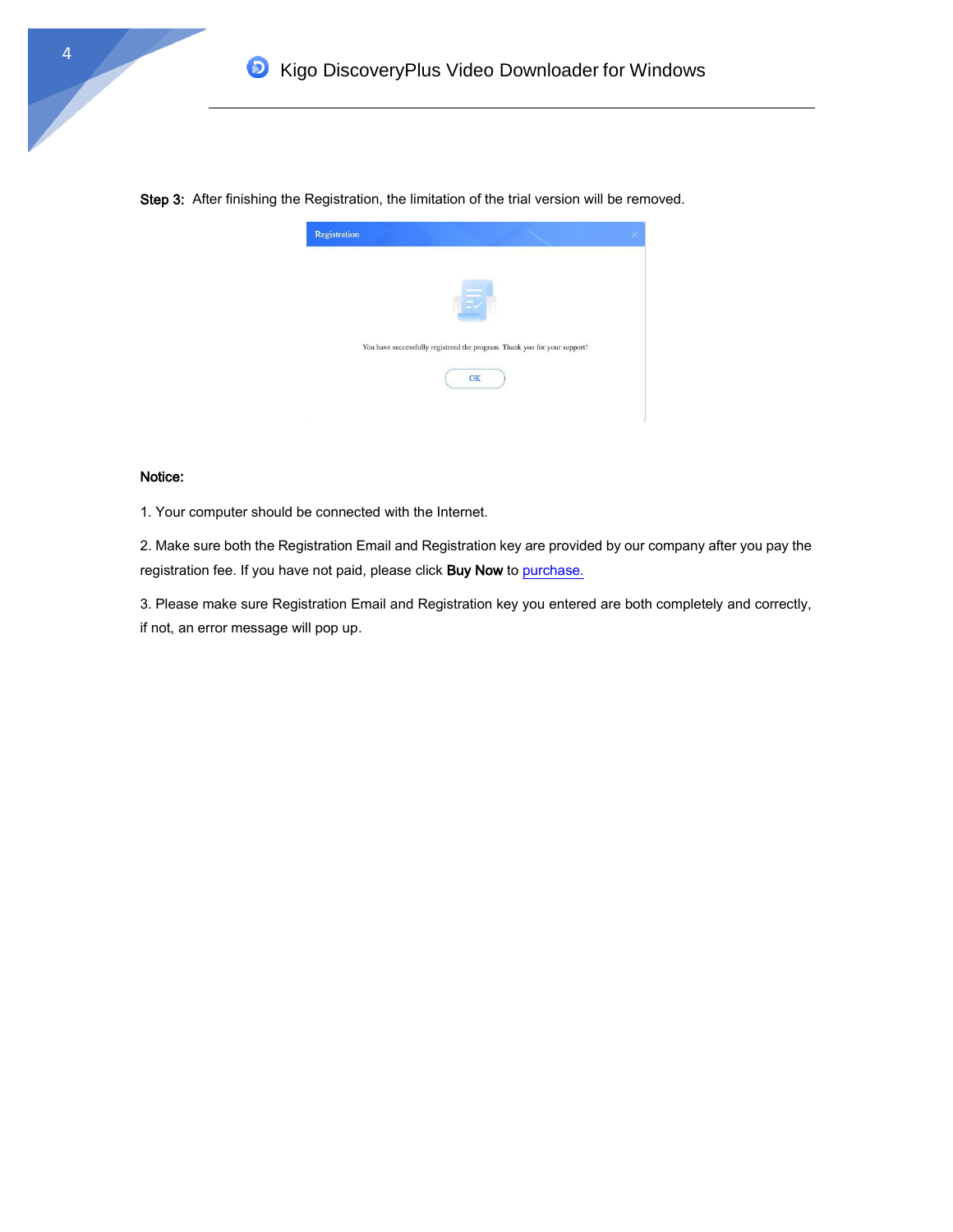**Step 3:** After finishing the Registration, the limitation of the trial version will be removed.

**Notice:**

1. Your computer should be connected with the Internet.

2. Make sure both the Registration Email and Registration key are provided by our company after you pay the registration fee. If you have not paid, please click **Buy Now** to purchase.

3. Please make sure Registration Email and Registration key you entered are both completely and correctly, if not, an error message will pop up.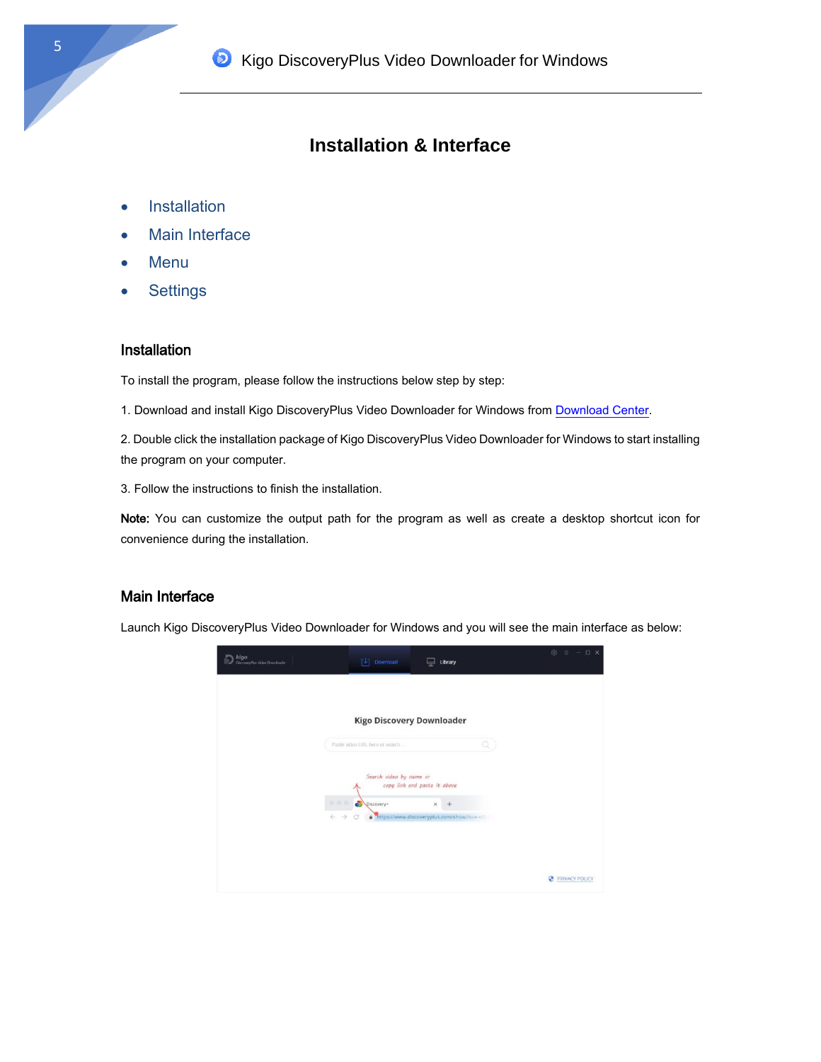# Installation & Interface

- Installation
- Main Interface
- Menu
- Settings

## Installation

To install the program, please follow the instructions below step by step:

1. Download and install Kigo DiscoveryPlus Video Downloader for Windows from Download Center.

2. Double click the installation package of Kigo DiscoveryPlus Video Downloader for Windows to start installing the program on your computer.

3. Follow the instructions to finish the installation.

**Note:** You can customize the output path for the program as well as create a desktop shortcut icon for convenience during the installation.

## Main Interface

Launch Kigo DiscoveryPlus Video Downloader for Windows and you will see the main interface as below: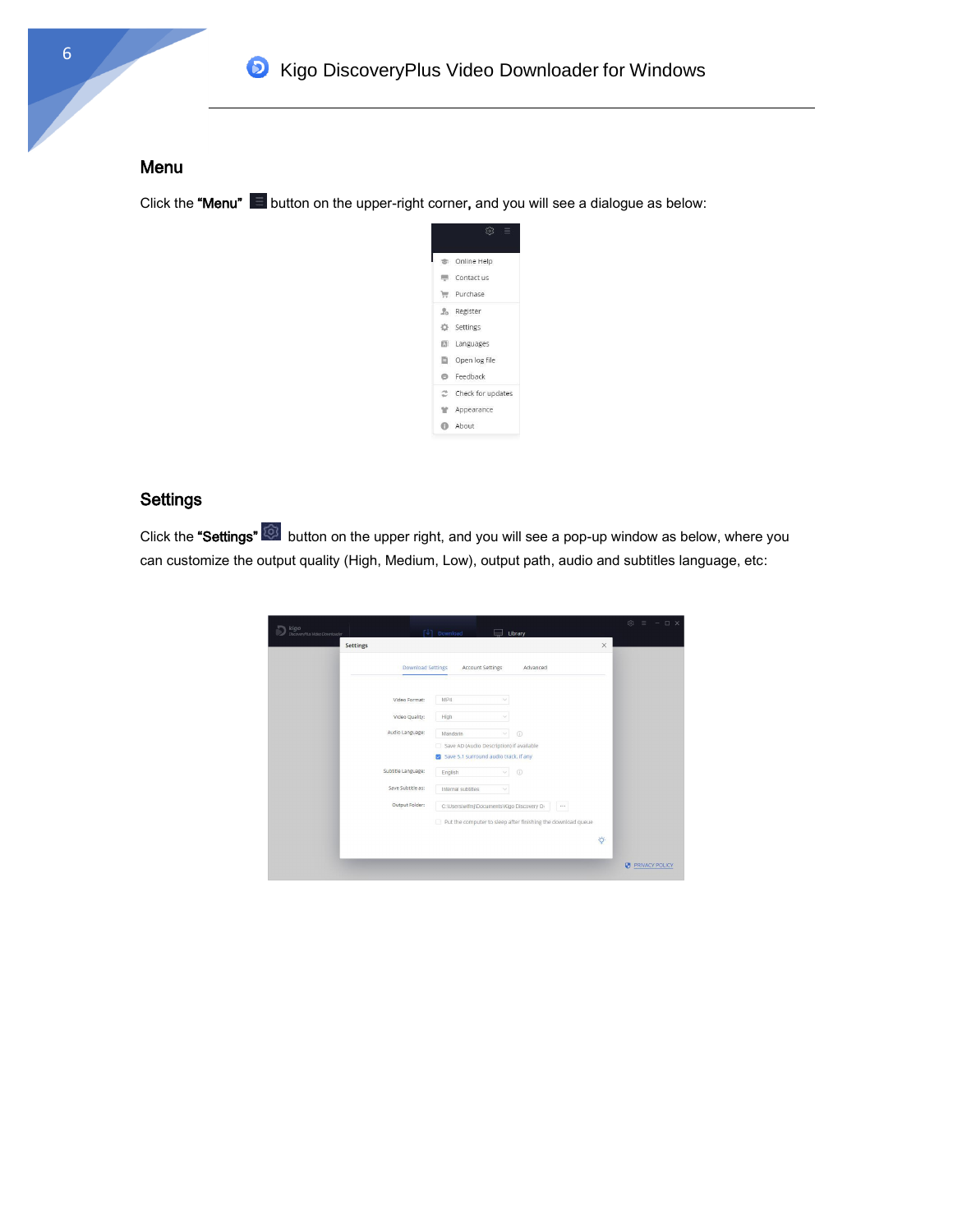## Menu

Click the **"Menu"** button on the upper-right corner**,** and you will see a dialogue as below:

## Settings

Click the **"Settings"** button on the upper right, and you will see a pop-up window as below, where you can customize the output quality (High, Medium, Low), output path, audio and subtitles language, etc: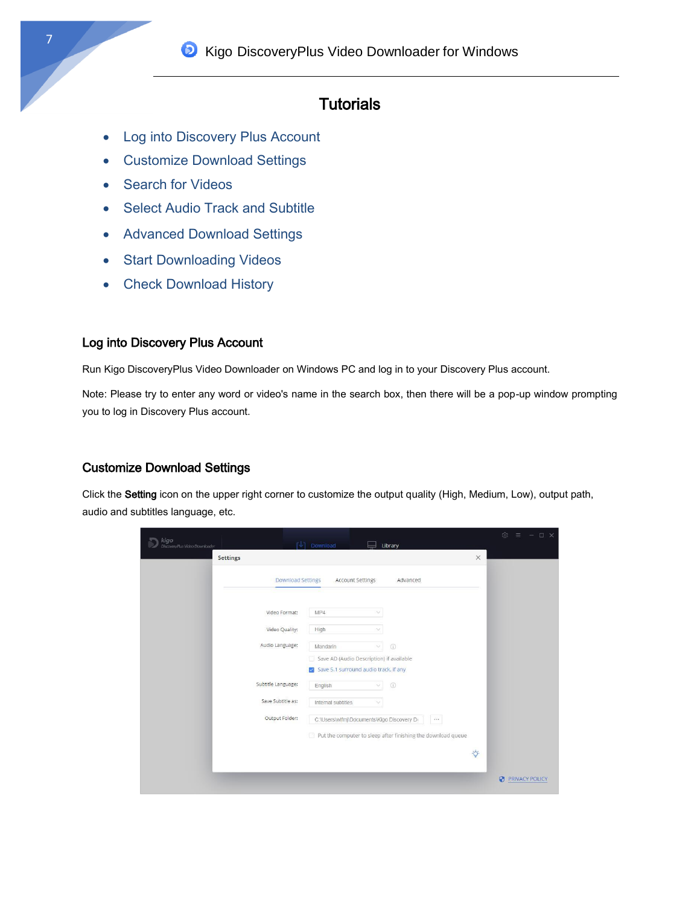## Tutorials

- Log into Discovery Plus Account
- Customize Download Settings
- Search for Videos
- Select Audio Track and Subtitle
- Advanced Download Settings
- Start Downloading Videos
- Check Download History

### Log into Discovery Plus Account

Run Kigo DiscoveryPlus Video Downloader on Windows PC and log in to your Discovery Plus account.

Note: Please try to enter any word or video's name in the search box, then there will be a pop-up window prompting you to log in Discovery Plus account.

### Customize Download Settings

Click the **Setting** icon on the upper right corner to customize the output quality (High, Medium, Low), output path, audio and subtitles language, etc.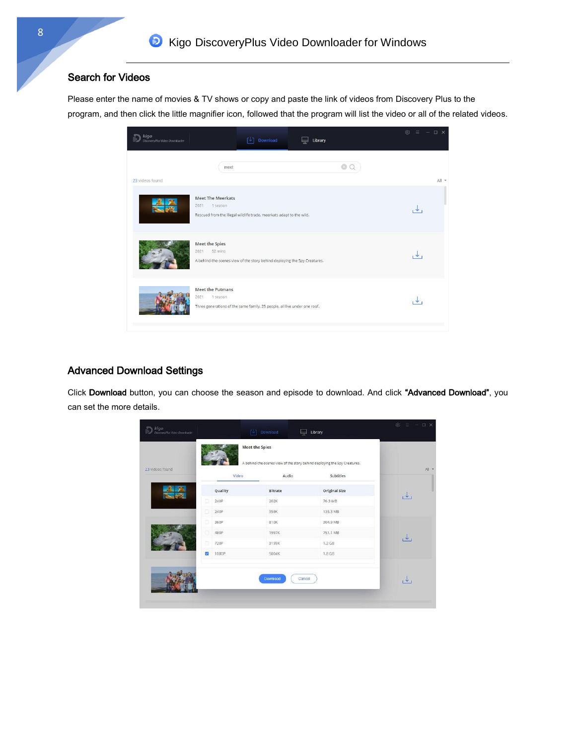## Search for Videos

Please enter the name of movies & TV shows or copy and paste the link of videos from Discovery Plus to the program, and then click the little magnifier icon, followed that the program will list the video or all of the related videos.

## Advanced Download Settings

Click **Download** button, you can choose the season and episode to download. And click **"Advanced Download"**, you can set the more details.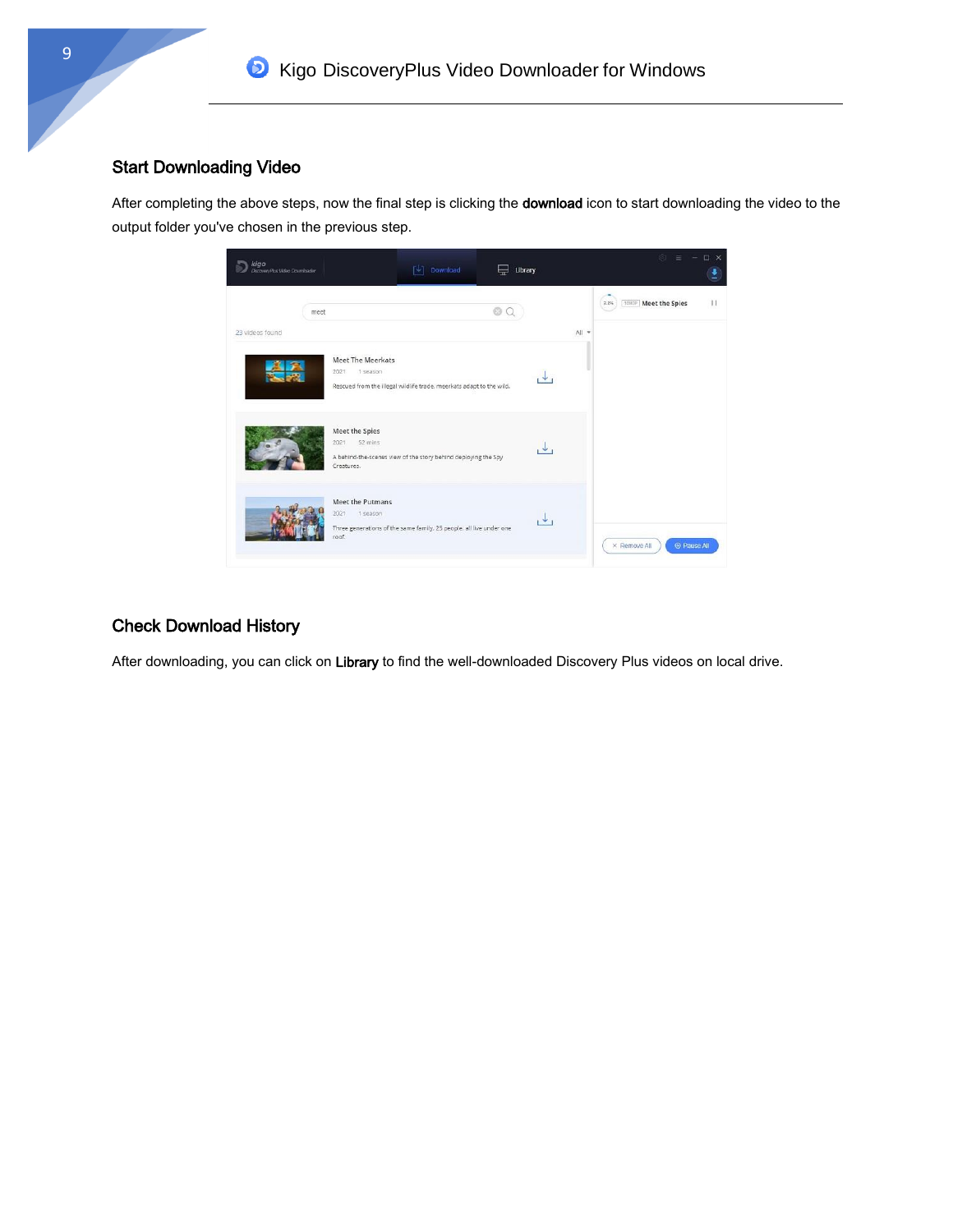## Start Downloading Video

After completing the above steps, now the final step is clicking the **download** icon to start downloading the video to the output folder you've chosen in the previous step.

## Check Download History

After downloading, you can click on **Library** to find the well-downloaded Discovery Plus videos on local drive.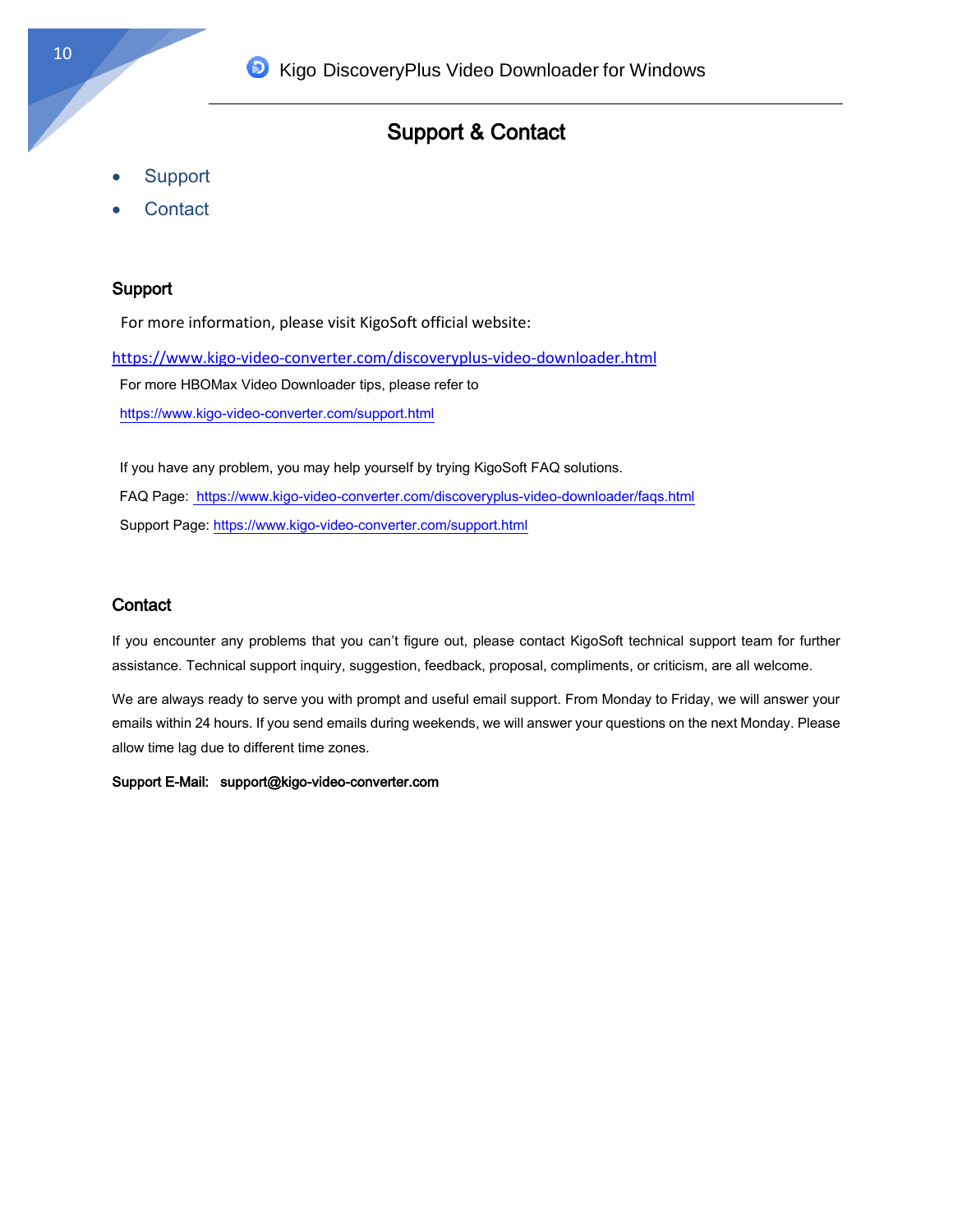# Support & Contact

- Support
- Contact

## Support

For more information, please visit KigoSoft official website:

https://www.kigo-video-converter.com/discoveryplus-video-downloader.html

For more HBOMax Video Downloader tips, please refer to

https://www.kigo-video-converter.com/support.html

If you have any problem, you may help yourself by trying KigoSoft FAQ solutions.

FAQ Page: https://www.kigo-video-converter.com/discoveryplus-video-downloader/faqs.html

Support Page: https://www.kigo-video-converter.com/support.html

## Contact

If you encounter any problems that you can't figure out, please contact KigoSoft technical support team for further assistance. Technical support inquiry, suggestion, feedback, proposal, compliments, or criticism, are all welcome.

We are always ready to serve you with prompt and useful email support. From Monday to Friday, we will answer your emails within 24 hours. If you send emails during weekends, we will answer your questions on the next Monday. Please allow time lag due to different time zones.

**Support E-Mail: support@kigo-video-converter.com**